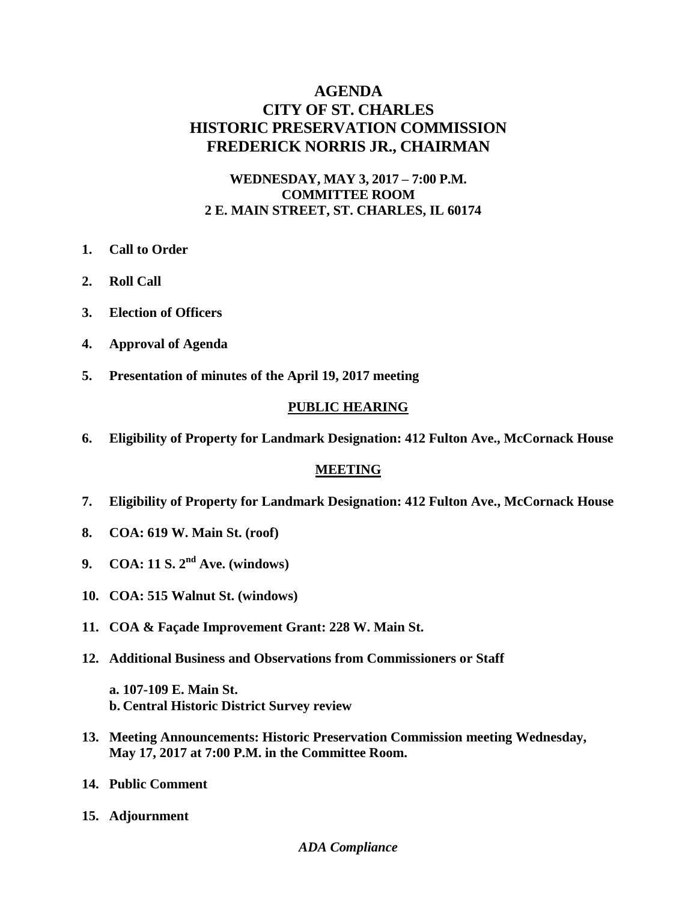# AGENDA
# CITY OF ST. CHARLES
# HISTORIC PRESERVATION COMMISSION
# FREDERICK NORRIS JR., CHAIRMAN

**WEDNESDAY, MAY 3, 2017 – 7:00 P.M.**
**COMMITTEE ROOM**
**2 E. MAIN STREET, ST. CHARLES, IL 60174**

1. **Call to Order**
2. **Roll Call**
3. **Election of Officers**
4. **Approval of Agenda**
5. **Presentation of minutes of the April 19, 2017 meeting**

## PUBLIC HEARING

6. **Eligibility of Property for Landmark Designation: 412 Fulton Ave., McCornack House**

## MEETING

7. **Eligibility of Property for Landmark Designation: 412 Fulton Ave., McCornack House**
8. **COA: 619 W. Main St. (roof)**
9. **COA: 11 S. 2nd Ave. (windows)**
10. **COA: 515 Walnut St. (windows)**
11. **COA & Façade Improvement Grant: 228 W. Main St.**
12. **Additional Business and Observations from Commissioners or Staff**

    **a. 107-109 E. Main St.**
    **b. Central Historic District Survey review**

13. **Meeting Announcements: Historic Preservation Commission meeting Wednesday, May 17, 2017 at 7:00 P.M. in the Committee Room.**
14. **Public Comment**
15. **Adjournment**

***ADA Compliance***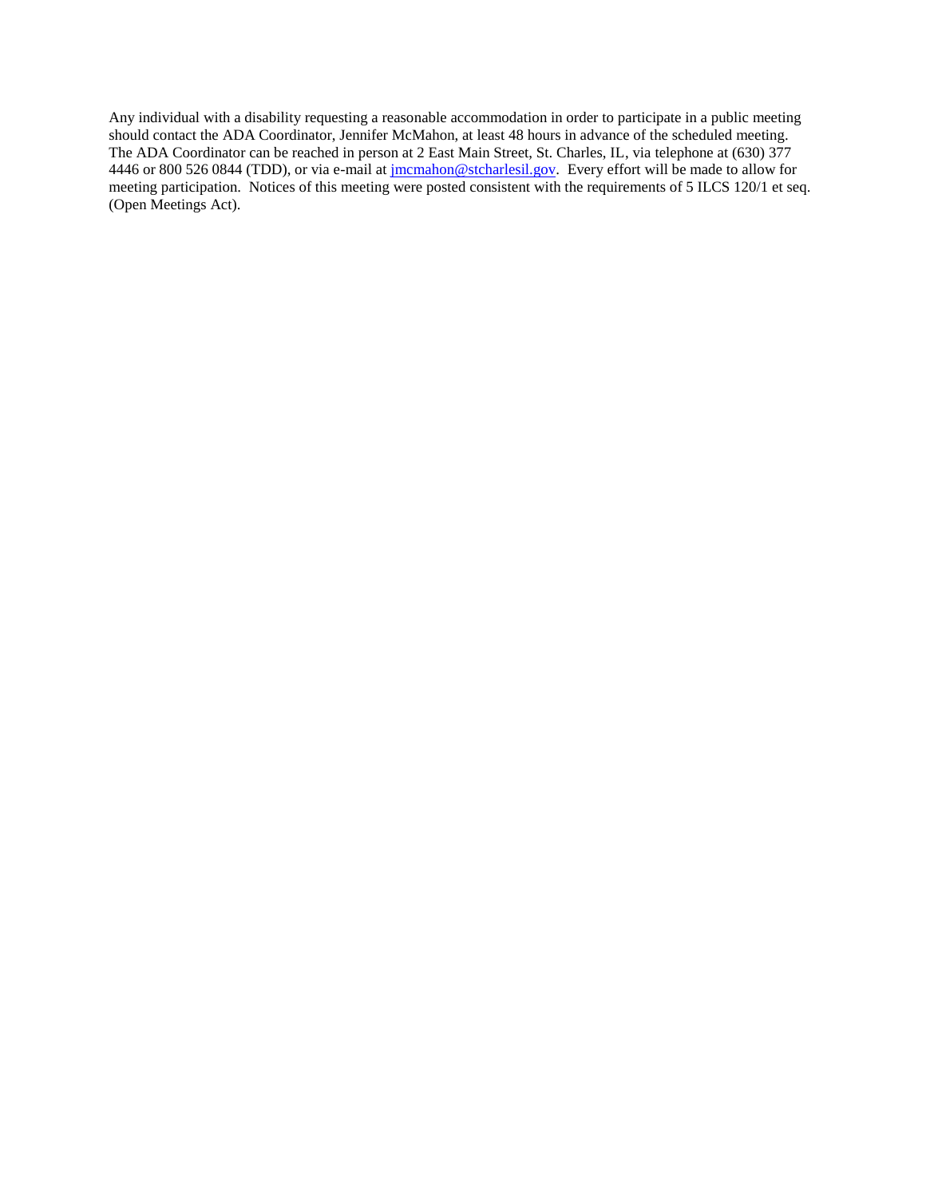Any individual with a disability requesting a reasonable accommodation in order to participate in a public meeting should contact the ADA Coordinator, Jennifer McMahon, at least 48 hours in advance of the scheduled meeting. The ADA Coordinator can be reached in person at 2 East Main Street, St. Charles, IL, via telephone at (630) 377 4446 or 800 526 0844 (TDD), or via e-mail at jmcmahon@stcharlesil.gov. Every effort will be made to allow for meeting participation. Notices of this meeting were posted consistent with the requirements of 5 ILCS 120/1 et seq. (Open Meetings Act).